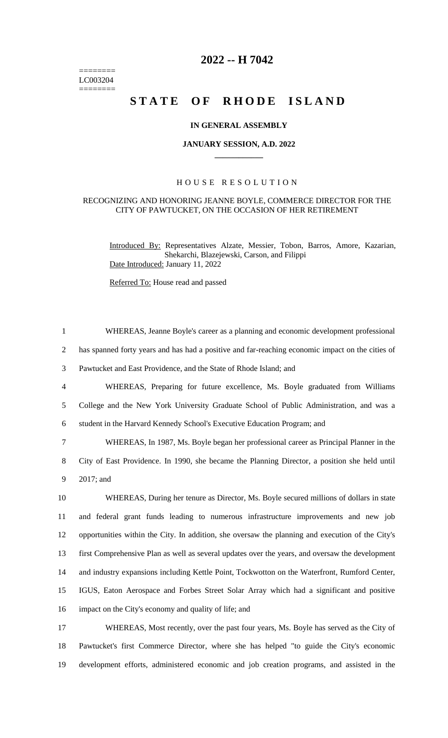========
LC003204
========

# 2022 -- H 7042

# STATE OF RHODE ISLAND

**IN GENERAL ASSEMBLY**

**JANUARY SESSION, A.D. 2022**

____________

H O U S E   R E S O L U T I O N

RECOGNIZING AND HONORING JEANNE BOYLE, COMMERCE DIRECTOR FOR THE CITY OF PAWTUCKET, ON THE OCCASION OF HER RETIREMENT

Introduced By: Representatives Alzate, Messier, Tobon, Barros, Amore, Kazarian, Shekarchi, Blazejewski, Carson, and Filippi

Date Introduced: January 11, 2022

Referred To: House read and passed

WHEREAS, Jeanne Boyle's career as a planning and economic development professional has spanned forty years and has had a positive and far-reaching economic impact on the cities of Pawtucket and East Providence, and the State of Rhode Island; and

WHEREAS, Preparing for future excellence, Ms. Boyle graduated from Williams College and the New York University Graduate School of Public Administration, and was a student in the Harvard Kennedy School's Executive Education Program; and

WHEREAS, In 1987, Ms. Boyle began her professional career as Principal Planner in the City of East Providence. In 1990, she became the Planning Director, a position she held until 2017; and

WHEREAS, During her tenure as Director, Ms. Boyle secured millions of dollars in state and federal grant funds leading to numerous infrastructure improvements and new job opportunities within the City. In addition, she oversaw the planning and execution of the City's first Comprehensive Plan as well as several updates over the years, and oversaw the development and industry expansions including Kettle Point, Tockwotton on the Waterfront, Rumford Center, IGUS, Eaton Aerospace and Forbes Street Solar Array which had a significant and positive impact on the City's economy and quality of life; and

WHEREAS, Most recently, over the past four years, Ms. Boyle has served as the City of Pawtucket's first Commerce Director, where she has helped "to guide the City's economic development efforts, administered economic and job creation programs, and assisted in the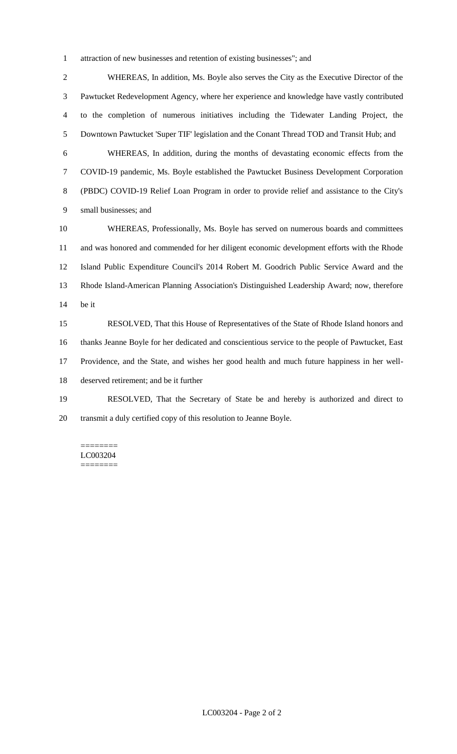attraction of new businesses and retention of existing businesses"; and

WHEREAS, In addition, Ms. Boyle also serves the City as the Executive Director of the Pawtucket Redevelopment Agency, where her experience and knowledge have vastly contributed to the completion of numerous initiatives including the Tidewater Landing Project, the Downtown Pawtucket 'Super TIF' legislation and the Conant Thread TOD and Transit Hub; and

WHEREAS, In addition, during the months of devastating economic effects from the COVID-19 pandemic, Ms. Boyle established the Pawtucket Business Development Corporation (PBDC) COVID-19 Relief Loan Program in order to provide relief and assistance to the City's small businesses; and

WHEREAS, Professionally, Ms. Boyle has served on numerous boards and committees and was honored and commended for her diligent economic development efforts with the Rhode Island Public Expenditure Council's 2014 Robert M. Goodrich Public Service Award and the Rhode Island-American Planning Association's Distinguished Leadership Award; now, therefore be it

RESOLVED, That this House of Representatives of the State of Rhode Island honors and thanks Jeanne Boyle for her dedicated and conscientious service to the people of Pawtucket, East Providence, and the State, and wishes her good health and much future happiness in her well-deserved retirement; and be it further

RESOLVED, That the Secretary of State be and hereby is authorized and direct to transmit a duly certified copy of this resolution to Jeanne Boyle.

========
LC003204
========